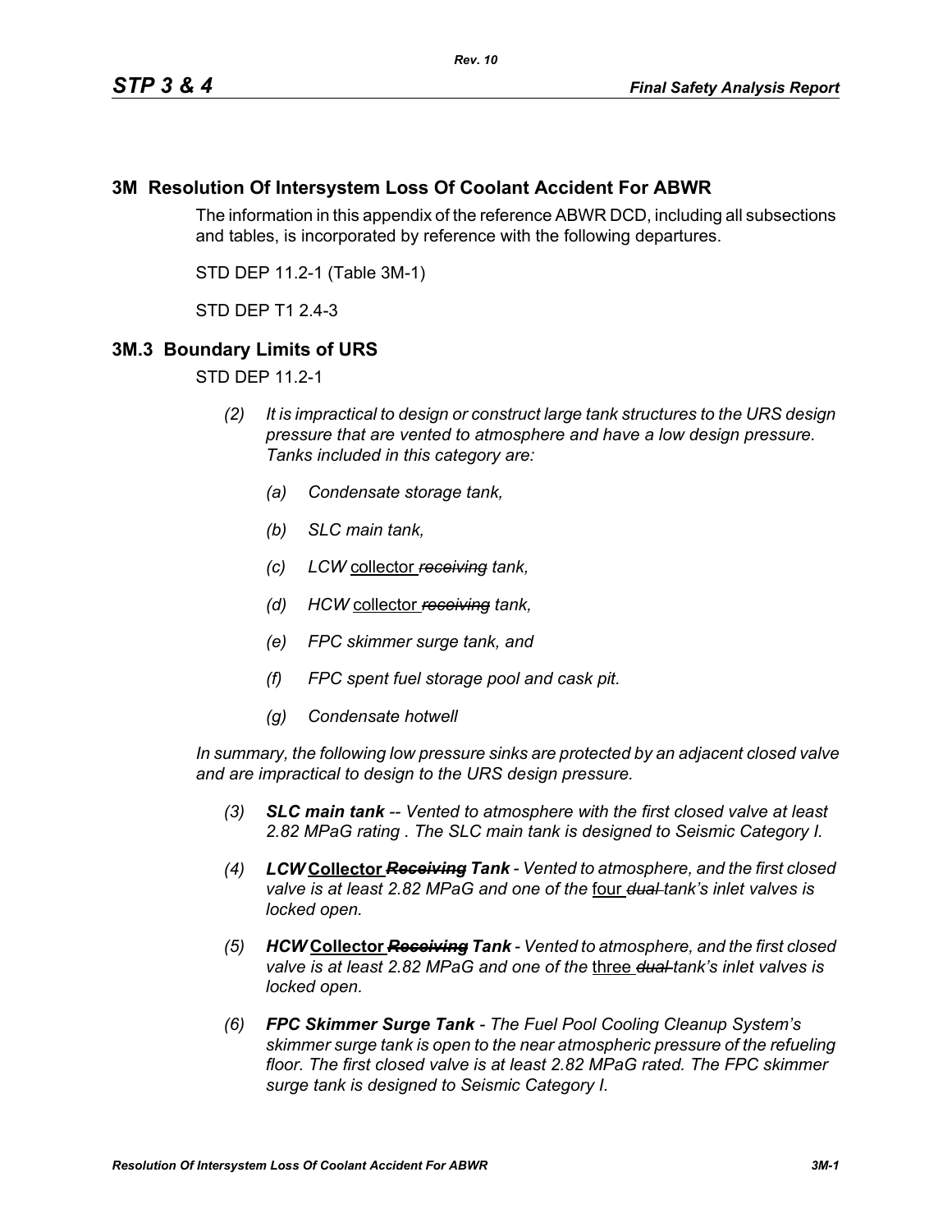# 3M Resolution Of Intersystem Loss Of Coolant Accident For ABWR

The information in this appendix of the reference ABWR DCD, including all subsections and tables, is incorporated by reference with the following departures.

STD DEP 11.2-1 (Table 3M-1)

STD DEP T1 2.4-3

## 3M.3 Boundary Limits of URS

STD DEP 11.2-1

*(2) It is impractical to design or construct large tank structures to the URS design pressure that are vented to atmosphere and have a low design pressure. Tanks included in this category are:*

*(a) Condensate storage tank,*

*(b) SLC main tank,*

*(c) LCW* <u>collector</u> ~~*receiving*~~ *tank,*

*(d) HCW* <u>collector</u> ~~*receiving*~~ *tank,*

*(e) FPC skimmer surge tank, and*

*(f) FPC spent fuel storage pool and cask pit.*

*(g) Condensate hotwell*

*In summary, the following low pressure sinks are protected by an adjacent closed valve and are impractical to design to the URS design pressure.*

*(3)* ***SLC main tank*** *-- Vented to atmosphere with the first closed valve at least 2.82 MPaG rating . The SLC main tank is designed to Seismic Category I.*

*(4)* ***LCW*** **<u>Collector</u>** ~~***Receiving***~~ ***Tank*** *- Vented to atmosphere, and the first closed valve is at least 2.82 MPaG and one of the* <u>four</u> ~~*dual*~~ *tank's inlet valves is locked open.*

*(5)* ***HCW*** **<u>Collector</u>** ~~***Receiving***~~ ***Tank*** *- Vented to atmosphere, and the first closed valve is at least 2.82 MPaG and one of the* <u>three</u> ~~*dual*~~ *tank's inlet valves is locked open.*

*(6)* ***FPC Skimmer Surge Tank*** *- The Fuel Pool Cooling Cleanup System's skimmer surge tank is open to the near atmospheric pressure of the refueling floor. The first closed valve is at least 2.82 MPaG rated. The FPC skimmer surge tank is designed to Seismic Category I.*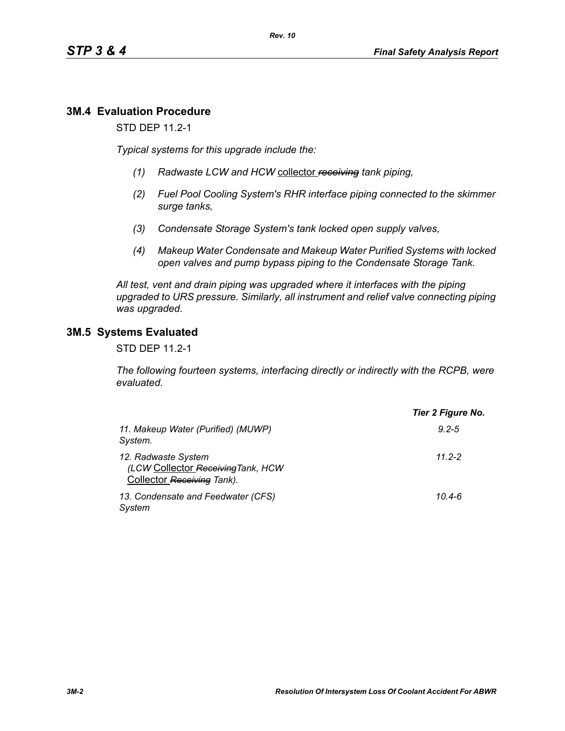## 3M.4 Evaluation Procedure

STD DEP 11.2-1

*Typical systems for this upgrade include the:*

1. *Radwaste LCW and HCW* collector ~~*receiving*~~ *tank piping,*
2. *Fuel Pool Cooling System's RHR interface piping connected to the skimmer surge tanks,*
3. *Condensate Storage System's tank locked open supply valves,*
4. *Makeup Water Condensate and Makeup Water Purified Systems with locked open valves and pump bypass piping to the Condensate Storage Tank.*

*All test, vent and drain piping was upgraded where it interfaces with the piping upgraded to URS pressure. Similarly, all instrument and relief valve connecting piping was upgraded.*

## 3M.5 Systems Evaluated

STD DEP 11.2-1

*The following fourteen systems, interfacing directly or indirectly with the RCPB, were evaluated.*

| | ***Tier 2 Figure No.*** |
|---|---|
| *11. Makeup Water (Purified) (MUWP) System.* | *9.2-5* |
| *12. Radwaste System (LCW* Collector ~~*Receiving*~~ *Tank, HCW* Collector ~~*Receiving*~~ *Tank).* | *11.2-2* |
| *13. Condensate and Feedwater (CFS) System* | *10.4-6* |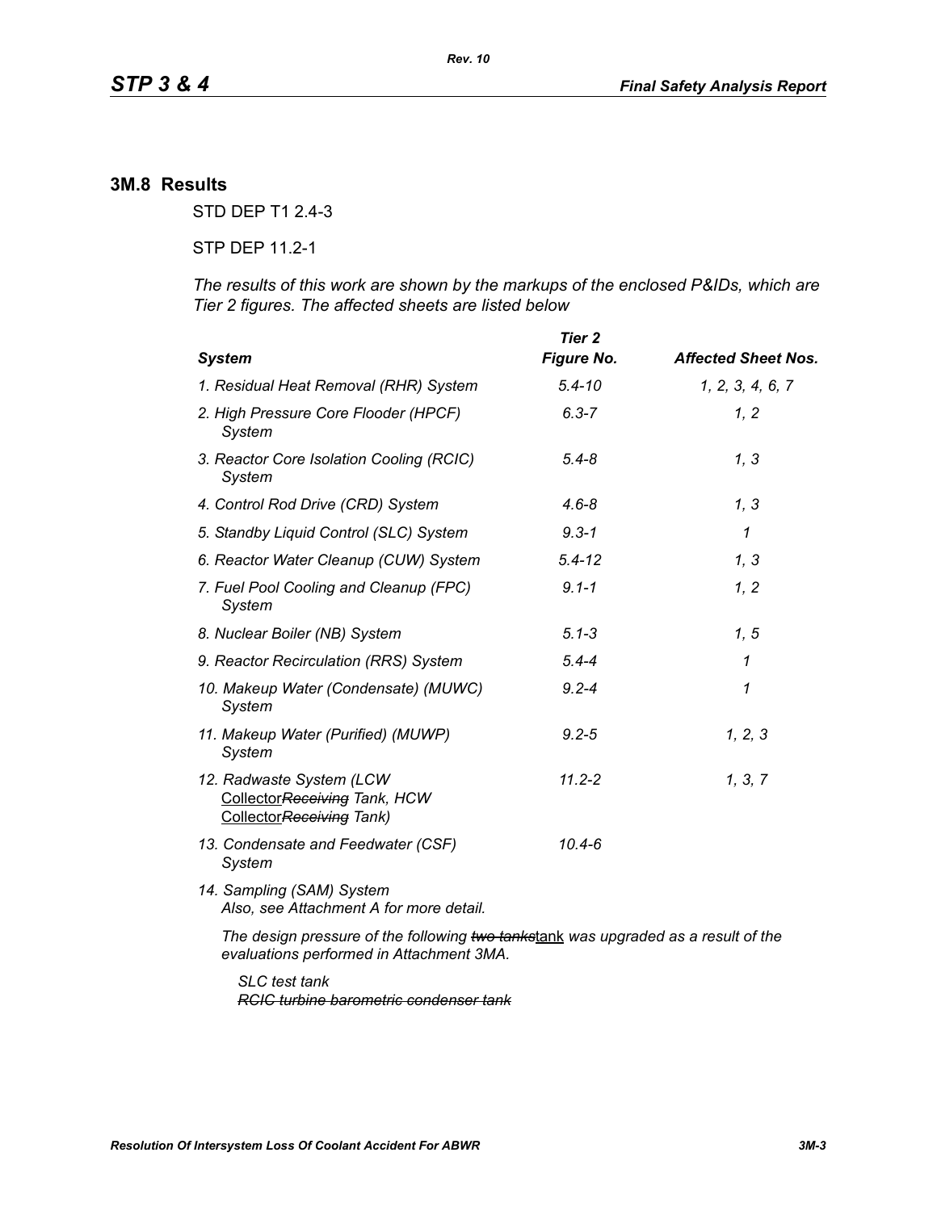## 3M.8 Results

STD DEP T1 2.4-3

STP DEP 11.2-1

*The results of this work are shown by the markups of the enclosed P&IDs, which are Tier 2 figures. The affected sheets are listed below*

| *System* | *Tier 2 Figure No.* | *Affected Sheet Nos.* |
|---|---|---|
| *1. Residual Heat Removal (RHR) System* | *5.4-10* | *1, 2, 3, 4, 6, 7* |
| *2. High Pressure Core Flooder (HPCF) System* | *6.3-7* | *1, 2* |
| *3. Reactor Core Isolation Cooling (RCIC) System* | *5.4-8* | *1, 3* |
| *4. Control Rod Drive (CRD) System* | *4.6-8* | *1, 3* |
| *5. Standby Liquid Control (SLC) System* | *9.3-1* | *1* |
| *6. Reactor Water Cleanup (CUW) System* | *5.4-12* | *1, 3* |
| *7. Fuel Pool Cooling and Cleanup (FPC) System* | *9.1-1* | *1, 2* |
| *8. Nuclear Boiler (NB) System* | *5.1-3* | *1, 5* |
| *9. Reactor Recirculation (RRS) System* | *5.4-4* | *1* |
| *10. Makeup Water (Condensate) (MUWC) System* | *9.2-4* | *1* |
| *11. Makeup Water (Purified) (MUWP) System* | *9.2-5* | *1, 2, 3* |
| *12. Radwaste System (LCW Collector~~Receiving~~ Tank, HCW Collector~~Receiving~~ Tank)* | *11.2-2* | *1, 3, 7* |
| *13. Condensate and Feedwater (CSF) System* | *10.4-6* | |
| *14. Sampling (SAM) System Also, see Attachment A for more detail.* | | |

*The design pressure of the following ~~two tanks~~tank was upgraded as a result of the evaluations performed in Attachment 3MA.*

*SLC test tank*
*~~RCIC turbine barometric condenser tank~~*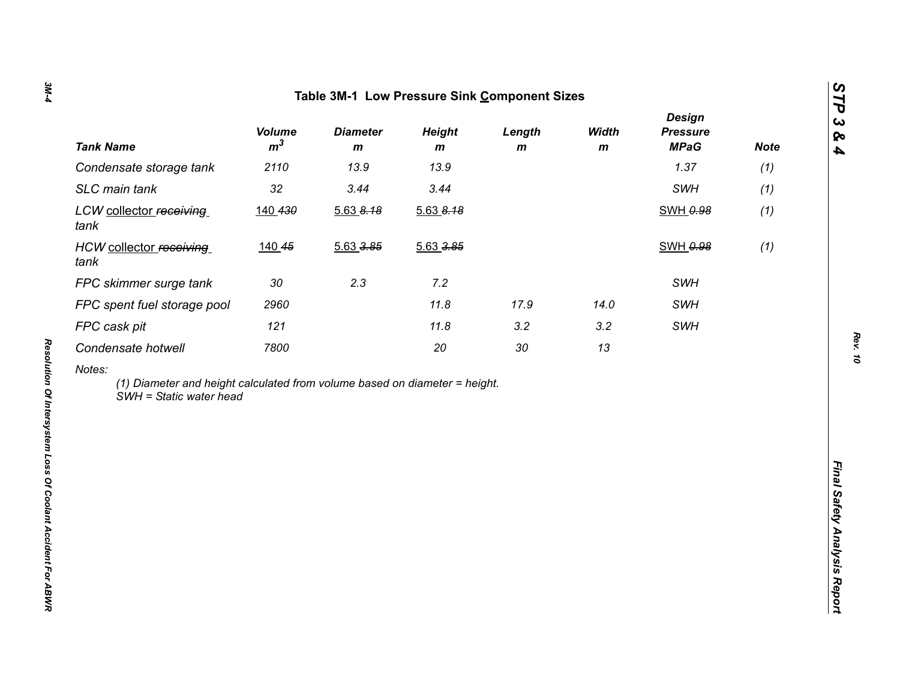## Table 3M-1 Low Pressure Sink Component Sizes

| Tank Name | Volume $m^3$ | Diameter m | Height m | Length m | Width m | Design Pressure MPaG | Note |
|---|---|---|---|---|---|---|---|
| Condensate storage tank | 2110 | 13.9 | 13.9 | | | 1.37 | (1) |
| SLC main tank | 32 | 3.44 | 3.44 | | | SWH | (1) |
| LCW collector ~~receiving~~ tank | 140 ~~430~~ | 5.63 ~~8.18~~ | 5.63 ~~8.18~~ | | | SWH ~~0.98~~ | (1) |
| HCW collector ~~receiving~~ tank | 140 ~~45~~ | 5.63 ~~3.85~~ | 5.63 ~~3.85~~ | | | SWH ~~0.98~~ | (1) |
| FPC skimmer surge tank | 30 | 2.3 | 7.2 | | | SWH | |
| FPC spent fuel storage pool | 2960 | | 11.8 | 17.9 | 14.0 | SWH | |
| FPC cask pit | 121 | | 11.8 | 3.2 | 3.2 | SWH | |
| Condensate hotwell | 7800 | | 20 | 30 | 13 | | |

Notes:

(1) Diameter and height calculated from volume based on diameter = height.

SWH = Static water head